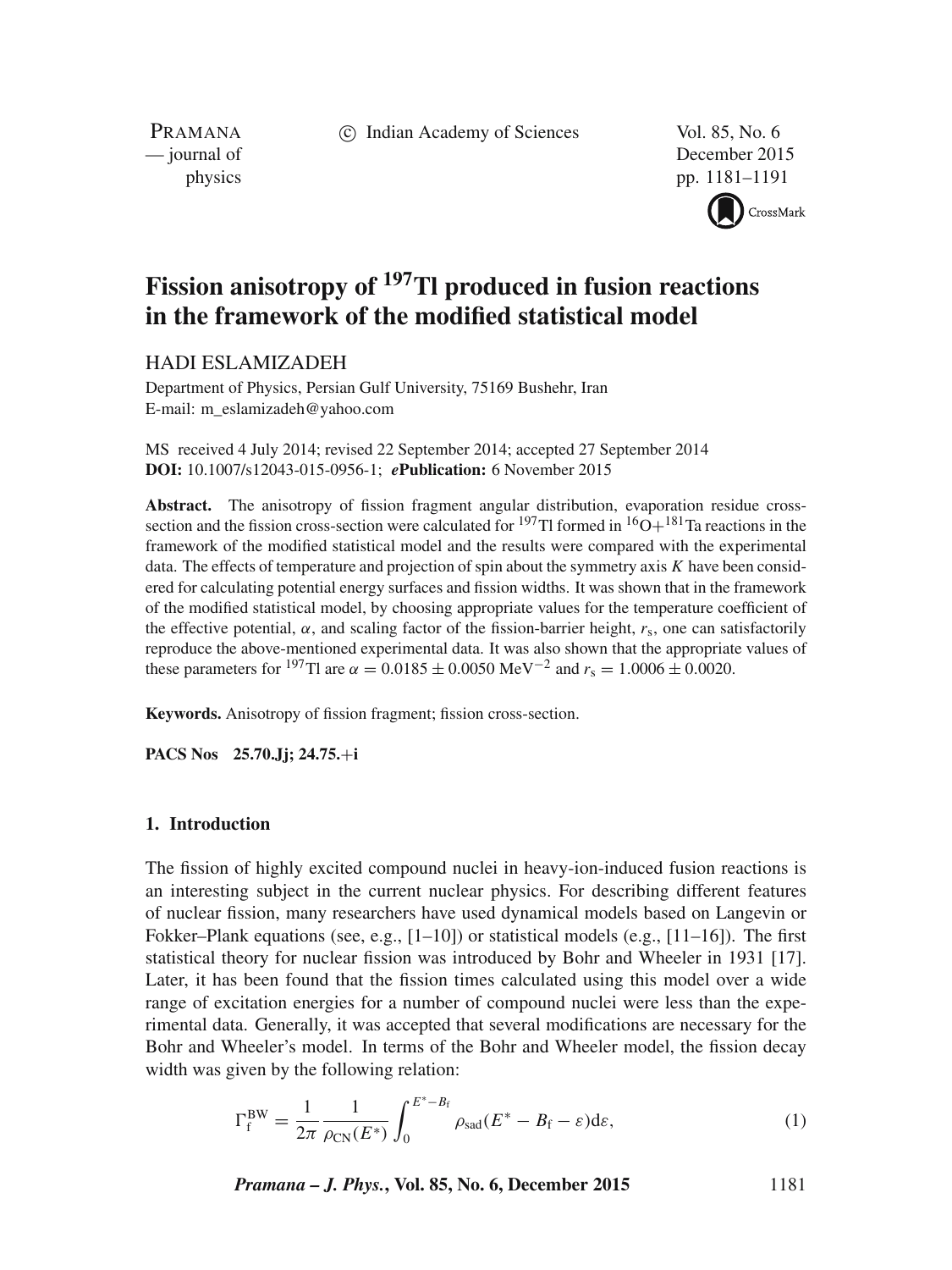# Fission anisotropy of $^{197}$Tl produced in fusion reactions in the framework of the modified statistical model

HADI ESLAMIZADEH

Department of Physics, Persian Gulf University, 75169 Bushehr, Iran
E-mail: m_eslamizadeh@yahoo.com

MS received 4 July 2014; revised 22 September 2014; accepted 27 September 2014
**DOI:** 10.1007/s12043-015-0956-1; ***e*****Publication:** 6 November 2015

**Abstract.** The anisotropy of fission fragment angular distribution, evaporation residue cross-section and the fission cross-section were calculated for $^{197}$Tl formed in $^{16}$O+$^{181}$Ta reactions in the framework of the modified statistical model and the results were compared with the experimental data. The effects of temperature and projection of spin about the symmetry axis $K$ have been considered for calculating potential energy surfaces and fission widths. It was shown that in the framework of the modified statistical model, by choosing appropriate values for the temperature coefficient of the effective potential, $\alpha$, and scaling factor of the fission-barrier height, $r_s$, one can satisfactorily reproduce the above-mentioned experimental data. It was also shown that the appropriate values of these parameters for $^{197}$Tl are $\alpha = 0.0185 \pm 0.0050$ MeV$^{-2}$ and $r_s = 1.0006 \pm 0.0020$.

**Keywords.** Anisotropy of fission fragment; fission cross-section.

**PACS Nos** 25.70.Jj; 24.75.+i

## 1. Introduction

The fission of highly excited compound nuclei in heavy-ion-induced fusion reactions is an interesting subject in the current nuclear physics. For describing different features of nuclear fission, many researchers have used dynamical models based on Langevin or Fokker–Plank equations (see, e.g., [1–10]) or statistical models (e.g., [11–16]). The first statistical theory for nuclear fission was introduced by Bohr and Wheeler in 1931 [17]. Later, it has been found that the fission times calculated using this model over a wide range of excitation energies for a number of compound nuclei were less than the experimental data. Generally, it was accepted that several modifications are necessary for the Bohr and Wheeler's model. In terms of the Bohr and Wheeler model, the fission decay width was given by the following relation:

$$\Gamma_{\mathrm{f}}^{\mathrm{BW}} = \frac{1}{2\pi}\frac{1}{\rho_{\mathrm{CN}}(E^*)}\int_0^{E^*-B_{\mathrm{f}}} \rho_{\mathrm{sad}}(E^* - B_{\mathrm{f}} - \varepsilon)\mathrm{d}\varepsilon, \tag{1}$$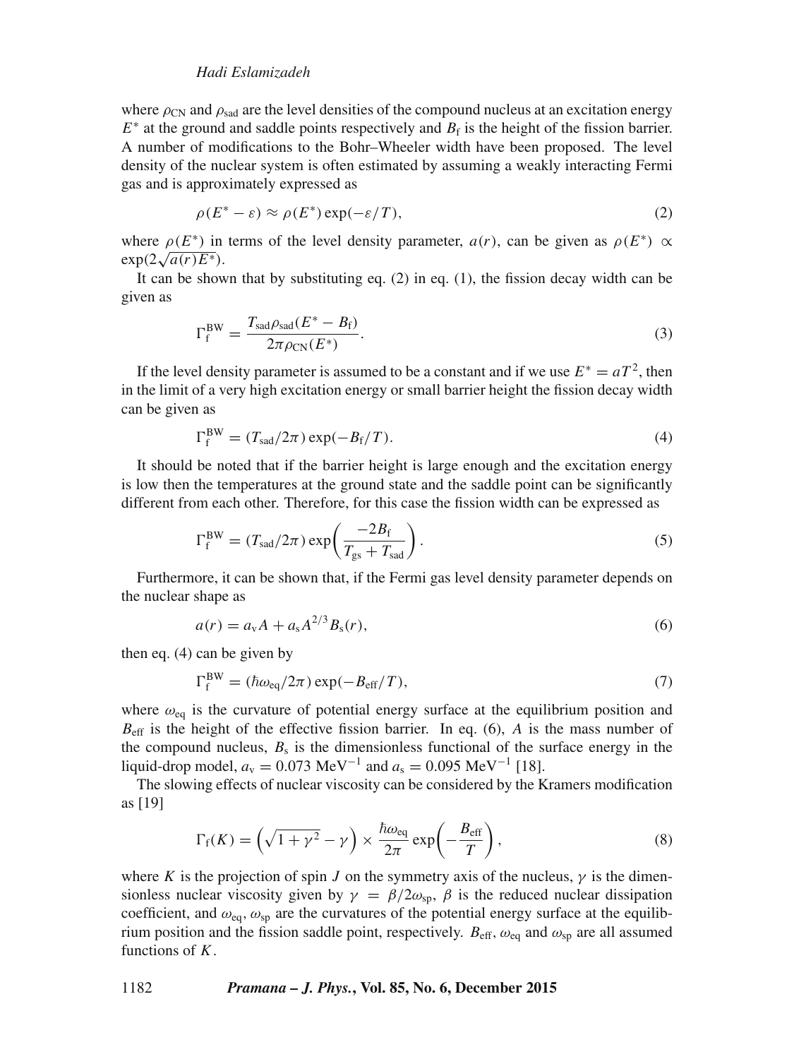where $\rho_{\mathrm{CN}}$ and $\rho_{\mathrm{sad}}$ are the level densities of the compound nucleus at an excitation energy $E^*$ at the ground and saddle points respectively and $B_\mathrm{f}$ is the height of the fission barrier. A number of modifications to the Bohr–Wheeler width have been proposed. The level density of the nuclear system is often estimated by assuming a weakly interacting Fermi gas and is approximately expressed as

$$\rho(E^* - \varepsilon) \approx \rho(E^*) \exp(-\varepsilon/T), \tag{2}$$

where $\rho(E^*)$ in terms of the level density parameter, $a(r)$, can be given as $\rho(E^*) \propto \exp(2\sqrt{a(r)E^*})$.

It can be shown that by substituting eq. (2) in eq. (1), the fission decay width can be given as

$$\Gamma_\mathrm{f}^{\mathrm{BW}} = \frac{T_{\mathrm{sad}}\rho_{\mathrm{sad}}(E^* - B_\mathrm{f})}{2\pi\rho_{\mathrm{CN}}(E^*)}. \tag{3}$$

If the level density parameter is assumed to be a constant and if we use $E^* = aT^2$, then in the limit of a very high excitation energy or small barrier height the fission decay width can be given as

$$\Gamma_\mathrm{f}^{\mathrm{BW}} = (T_{\mathrm{sad}}/2\pi) \exp(-B_\mathrm{f}/T). \tag{4}$$

It should be noted that if the barrier height is large enough and the excitation energy is low then the temperatures at the ground state and the saddle point can be significantly different from each other. Therefore, for this case the fission width can be expressed as

$$\Gamma_\mathrm{f}^{\mathrm{BW}} = (T_{\mathrm{sad}}/2\pi) \exp\left(\frac{-2B_\mathrm{f}}{T_{\mathrm{gs}} + T_{\mathrm{sad}}}\right). \tag{5}$$

Furthermore, it can be shown that, if the Fermi gas level density parameter depends on the nuclear shape as

$$a(r) = a_\mathrm{v}A + a_\mathrm{s}A^{2/3}B_\mathrm{s}(r), \tag{6}$$

then eq. (4) can be given by

$$\Gamma_\mathrm{f}^{\mathrm{BW}} = (\hbar\omega_{\mathrm{eq}}/2\pi) \exp(-B_{\mathrm{eff}}/T), \tag{7}$$

where $\omega_{\mathrm{eq}}$ is the curvature of potential energy surface at the equilibrium position and $B_{\mathrm{eff}}$ is the height of the effective fission barrier. In eq. (6), $A$ is the mass number of the compound nucleus, $B_\mathrm{s}$ is the dimensionless functional of the surface energy in the liquid-drop model, $a_\mathrm{v} = 0.073$ MeV$^{-1}$ and $a_\mathrm{s} = 0.095$ MeV$^{-1}$ [18].

The slowing effects of nuclear viscosity can be considered by the Kramers modification as [19]

$$\Gamma_\mathrm{f}(K) = \left(\sqrt{1+\gamma^2} - \gamma\right) \times \frac{\hbar\omega_{\mathrm{eq}}}{2\pi} \exp\left(-\frac{B_{\mathrm{eff}}}{T}\right), \tag{8}$$

where $K$ is the projection of spin $J$ on the symmetry axis of the nucleus, $\gamma$ is the dimensionless nuclear viscosity given by $\gamma = \beta/2\omega_{\mathrm{sp}}$, $\beta$ is the reduced nuclear dissipation coefficient, and $\omega_{\mathrm{eq}}$, $\omega_{\mathrm{sp}}$ are the curvatures of the potential energy surface at the equilibrium position and the fission saddle point, respectively. $B_{\mathrm{eff}}$, $\omega_{\mathrm{eq}}$ and $\omega_{\mathrm{sp}}$ are all assumed functions of $K$.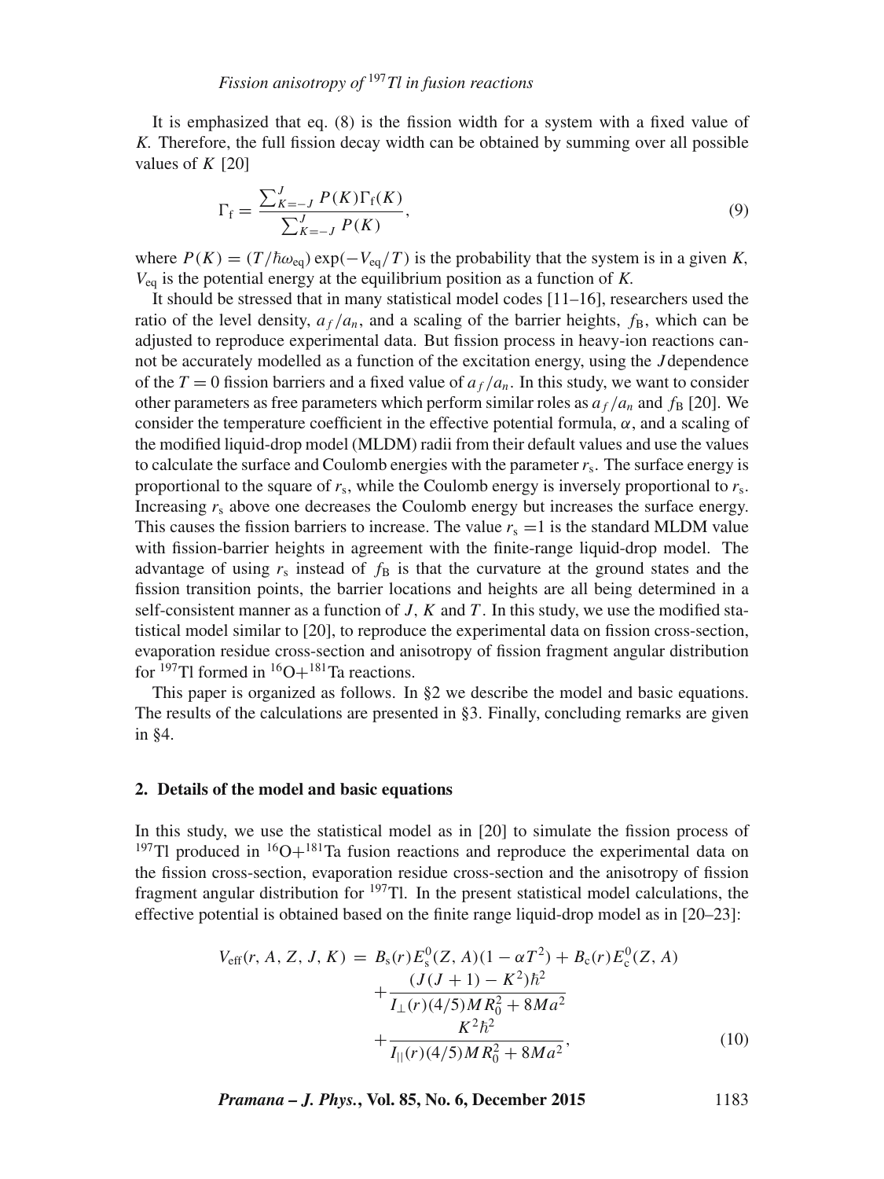It is emphasized that eq. (8) is the fission width for a system with a fixed value of $K$. Therefore, the full fission decay width can be obtained by summing over all possible values of $K$ [20]

$$\Gamma_{\mathrm{f}} = \frac{\sum_{K=-J}^{J} P(K)\Gamma_{\mathrm{f}}(K)}{\sum_{K=-J}^{J} P(K)}, \tag{9}$$

where $P(K) = (T/\hbar\omega_{\mathrm{eq}})\exp(-V_{\mathrm{eq}}/T)$ is the probability that the system is in a given $K$, $V_{\mathrm{eq}}$ is the potential energy at the equilibrium position as a function of $K$.

It should be stressed that in many statistical model codes [11–16], researchers used the ratio of the level density, $a_f/a_n$, and a scaling of the barrier heights, $f_{\mathrm{B}}$, which can be adjusted to reproduce experimental data. But fission process in heavy-ion reactions cannot be accurately modelled as a function of the excitation energy, using the $J$ dependence of the $T = 0$ fission barriers and a fixed value of $a_f/a_n$. In this study, we want to consider other parameters as free parameters which perform similar roles as $a_f/a_n$ and $f_{\mathrm{B}}$ [20]. We consider the temperature coefficient in the effective potential formula, $\alpha$, and a scaling of the modified liquid-drop model (MLDM) radii from their default values and use the values to calculate the surface and Coulomb energies with the parameter $r_{\mathrm{s}}$. The surface energy is proportional to the square of $r_{\mathrm{s}}$, while the Coulomb energy is inversely proportional to $r_{\mathrm{s}}$. Increasing $r_{\mathrm{s}}$ above one decreases the Coulomb energy but increases the surface energy. This causes the fission barriers to increase. The value $r_{\mathrm{s}} = 1$ is the standard MLDM value with fission-barrier heights in agreement with the finite-range liquid-drop model. The advantage of using $r_{\mathrm{s}}$ instead of $f_{\mathrm{B}}$ is that the curvature at the ground states and the fission transition points, the barrier locations and heights are all being determined in a self-consistent manner as a function of $J$, $K$ and $T$. In this study, we use the modified statistical model similar to [20], to reproduce the experimental data on fission cross-section, evaporation residue cross-section and anisotropy of fission fragment angular distribution for $^{197}$Tl formed in $^{16}$O+$^{181}$Ta reactions.

This paper is organized as follows. In §2 we describe the model and basic equations. The results of the calculations are presented in §3. Finally, concluding remarks are given in §4.

## 2. Details of the model and basic equations

In this study, we use the statistical model as in [20] to simulate the fission process of $^{197}$Tl produced in $^{16}$O+$^{181}$Ta fusion reactions and reproduce the experimental data on the fission cross-section, evaporation residue cross-section and the anisotropy of fission fragment angular distribution for $^{197}$Tl. In the present statistical model calculations, the effective potential is obtained based on the finite range liquid-drop model as in [20–23]:

$$\begin{aligned} V_{\mathrm{eff}}(r, A, Z, J, K) = \; & B_{\mathrm{s}}(r)E_{\mathrm{s}}^{0}(Z, A)(1 - \alpha T^{2}) + B_{\mathrm{c}}(r)E_{\mathrm{c}}^{0}(Z, A) \\ & + \frac{(J(J+1) - K^{2})\hbar^{2}}{I_{\perp}(r)(4/5)MR_{0}^{2} + 8Ma^{2}} \\ & + \frac{K^{2}\hbar^{2}}{I_{||}(r)(4/5)MR_{0}^{2} + 8Ma^{2}}, \end{aligned} \tag{10}$$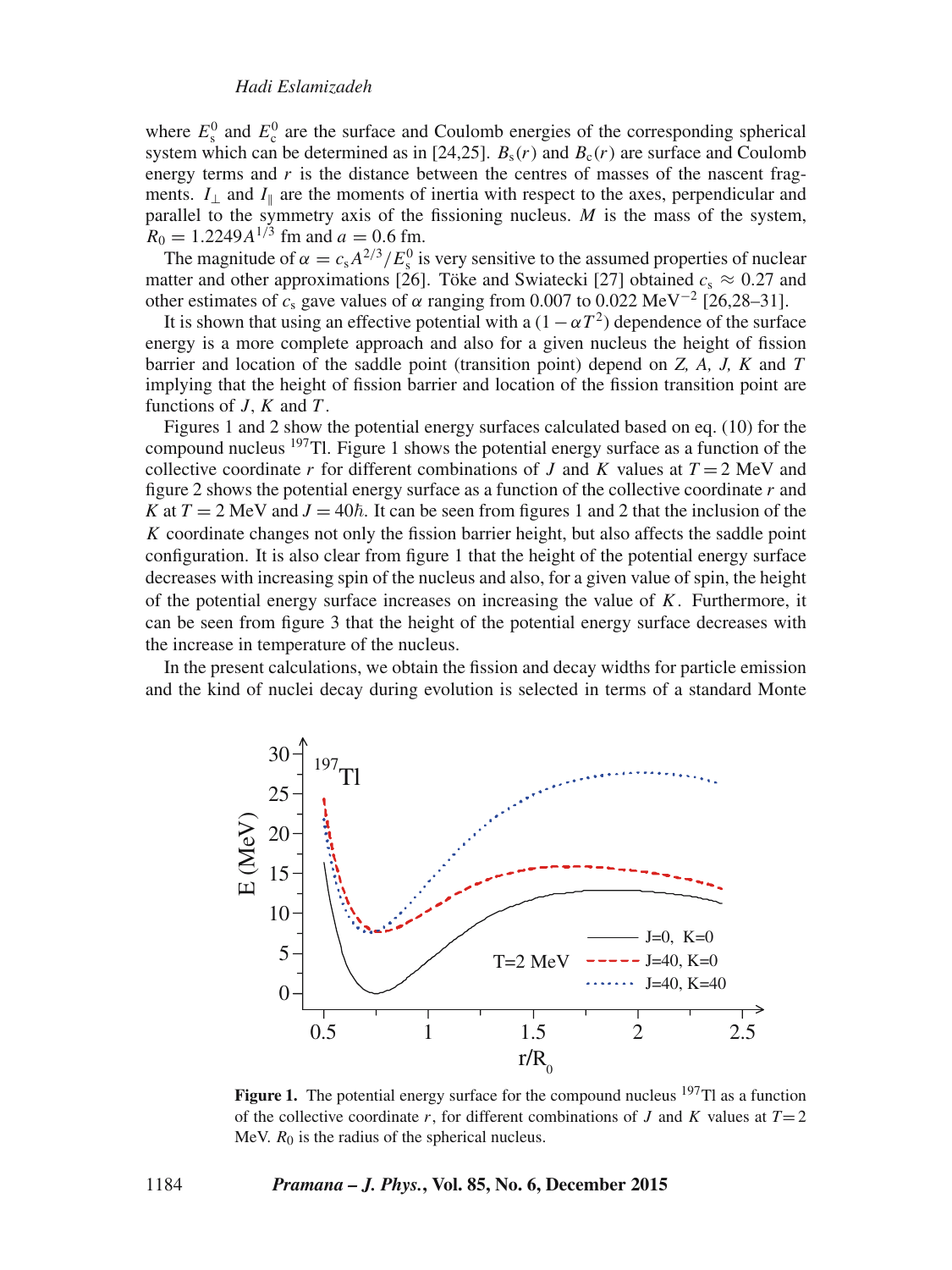where $E_s^0$ and $E_c^0$ are the surface and Coulomb energies of the corresponding spherical system which can be determined as in [24,25]. $B_s(r)$ and $B_c(r)$ are surface and Coulomb energy terms and $r$ is the distance between the centres of masses of the nascent fragments. $I_\perp$ and $I_\parallel$ are the moments of inertia with respect to the axes, perpendicular and parallel to the symmetry axis of the fissioning nucleus. $M$ is the mass of the system, $R_0 = 1.2249A^{1/3}$ fm and $a = 0.6$ fm.

The magnitude of $\alpha = c_s A^{2/3}/E_s^0$ is very sensitive to the assumed properties of nuclear matter and other approximations [26]. Töke and Swiatecki [27] obtained $c_s \approx 0.27$ and other estimates of $c_s$ gave values of $\alpha$ ranging from 0.007 to 0.022 MeV$^{-2}$ [26,28–31].

It is shown that using an effective potential with a $(1 - \alpha T^2)$ dependence of the surface energy is a more complete approach and also for a given nucleus the height of fission barrier and location of the saddle point (transition point) depend on *Z, A, J, K* and *T* implying that the height of fission barrier and location of the fission transition point are functions of $J$, $K$ and $T$.

Figures 1 and 2 show the potential energy surfaces calculated based on eq. (10) for the compound nucleus $^{197}$Tl. Figure 1 shows the potential energy surface as a function of the collective coordinate $r$ for different combinations of $J$ and $K$ values at $T = 2$ MeV and figure 2 shows the potential energy surface as a function of the collective coordinate $r$ and $K$ at $T = 2$ MeV and $J = 40\hbar$. It can be seen from figures 1 and 2 that the inclusion of the $K$ coordinate changes not only the fission barrier height, but also affects the saddle point configuration. It is also clear from figure 1 that the height of the potential energy surface decreases with increasing spin of the nucleus and also, for a given value of spin, the height of the potential energy surface increases on increasing the value of $K$. Furthermore, it can be seen from figure 3 that the height of the potential energy surface decreases with the increase in temperature of the nucleus.

In the present calculations, we obtain the fission and decay widths for particle emission and the kind of nuclei decay during evolution is selected in terms of a standard Monte

**Figure 1.** The potential energy surface for the compound nucleus $^{197}$Tl as a function of the collective coordinate $r$, for different combinations of $J$ and $K$ values at $T = 2$ MeV. $R_0$ is the radius of the spherical nucleus.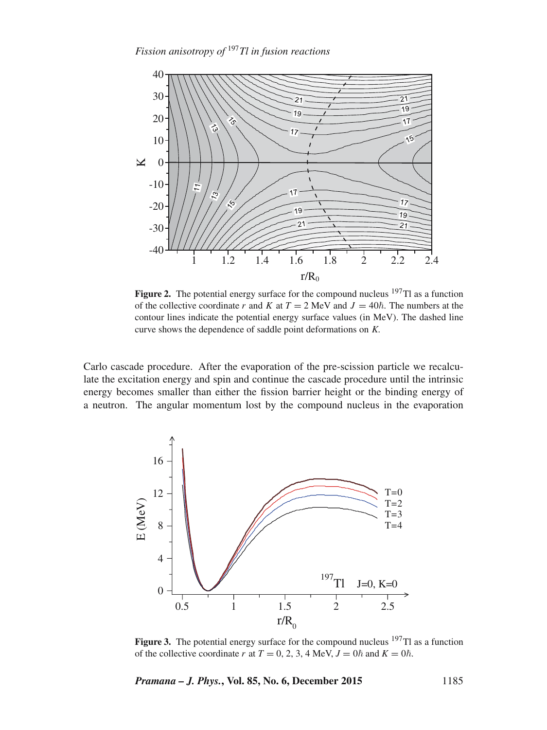Figure 2. The potential energy surface for the compound nucleus $^{197}$Tl as a function of the collective coordinate $r$ and $K$ at $T = 2$ MeV and $J = 40\hbar$. The numbers at the contour lines indicate the potential energy surface values (in MeV). The dashed line curve shows the dependence of saddle point deformations on $K$.

Carlo cascade procedure. After the evaporation of the pre-scission particle we recalculate the excitation energy and spin and continue the cascade procedure until the intrinsic energy becomes smaller than either the fission barrier height or the binding energy of a neutron. The angular momentum lost by the compound nucleus in the evaporation

Figure 3. The potential energy surface for the compound nucleus $^{197}$Tl as a function of the collective coordinate $r$ at $T = 0, 2, 3, 4$ MeV, $J = 0\hbar$ and $K = 0\hbar$.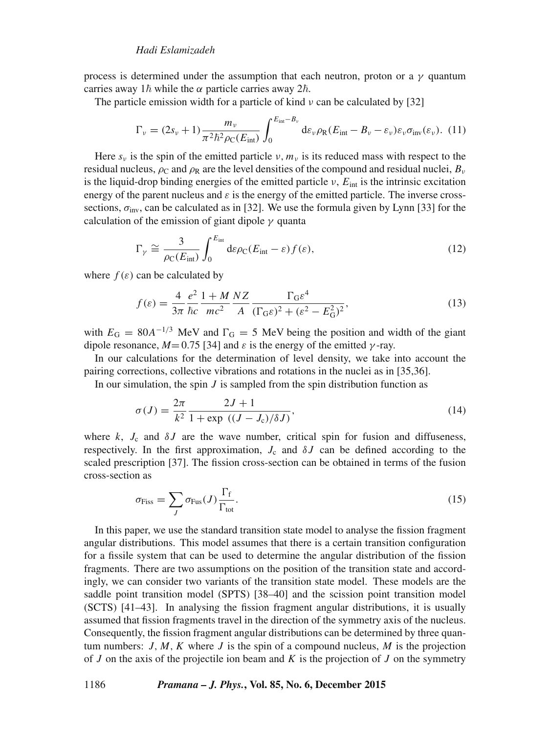process is determined under the assumption that each neutron, proton or a $\gamma$ quantum carries away $1\hbar$ while the $\alpha$ particle carries away $2\hbar$.

The particle emission width for a particle of kind $\nu$ can be calculated by [32]

$$\Gamma_\nu = (2s_\nu + 1)\frac{m_\nu}{\pi^2\hbar^2\rho_{\rm C}(E_{\rm int})}\int_0^{E_{\rm int}-B_\nu} {\rm d}\varepsilon_\nu \rho_{\rm R}(E_{\rm int} - B_\nu - \varepsilon_\nu)\varepsilon_\nu\sigma_{\rm inv}(\varepsilon_\nu). \quad (11)$$

Here $s_\nu$ is the spin of the emitted particle $\nu$, $m_\nu$ is its reduced mass with respect to the residual nucleus, $\rho_{\rm C}$ and $\rho_{\rm R}$ are the level densities of the compound and residual nuclei, $B_\nu$ is the liquid-drop binding energies of the emitted particle $\nu$, $E_{\rm int}$ is the intrinsic excitation energy of the parent nucleus and $\varepsilon$ is the energy of the emitted particle. The inverse cross-sections, $\sigma_{\rm inv}$, can be calculated as in [32]. We use the formula given by Lynn [33] for the calculation of the emission of giant dipole $\gamma$ quanta

$$\Gamma_\gamma \cong \frac{3}{\rho_{\rm C}(E_{\rm int})}\int_0^{E_{\rm int}} {\rm d}\varepsilon \rho_{\rm C}(E_{\rm int} - \varepsilon) f(\varepsilon), \quad (12)$$

where $f(\varepsilon)$ can be calculated by

$$f(\varepsilon) = \frac{4}{3\pi}\frac{e^2}{\hbar c}\frac{1+M}{mc^2}\frac{NZ}{A}\frac{\Gamma_{\rm G}\varepsilon^4}{(\Gamma_{\rm G}\varepsilon)^2 + (\varepsilon^2 - E_{\rm G}^2)^2}, \quad (13)$$

with $E_{\rm G} = 80A^{-1/3}$ MeV and $\Gamma_{\rm G} = 5$ MeV being the position and width of the giant dipole resonance, $M = 0.75$ [34] and $\varepsilon$ is the energy of the emitted $\gamma$-ray.

In our calculations for the determination of level density, we take into account the pairing corrections, collective vibrations and rotations in the nuclei as in [35,36].

In our simulation, the spin $J$ is sampled from the spin distribution function as

$$\sigma(J) = \frac{2\pi}{k^2}\frac{2J+1}{1+\exp\ ((J - J_{\rm c})/\delta J)}, \quad (14)$$

where $k$, $J_{\rm c}$ and $\delta J$ are the wave number, critical spin for fusion and diffuseness, respectively. In the first approximation, $J_{\rm c}$ and $\delta J$ can be defined according to the scaled prescription [37]. The fission cross-section can be obtained in terms of the fusion cross-section as

$$\sigma_{\rm Fiss} = \sum_J \sigma_{\rm Fus}(J)\frac{\Gamma_{\rm f}}{\Gamma_{\rm tot}}. \quad (15)$$

In this paper, we use the standard transition state model to analyse the fission fragment angular distributions. This model assumes that there is a certain transition configuration for a fissile system that can be used to determine the angular distribution of the fission fragments. There are two assumptions on the position of the transition state and accordingly, we can consider two variants of the transition state model. These models are the saddle point transition model (SPTS) [38–40] and the scission point transition model (SCTS) [41–43]. In analysing the fission fragment angular distributions, it is usually assumed that fission fragments travel in the direction of the symmetry axis of the nucleus. Consequently, the fission fragment angular distributions can be determined by three quantum numbers: $J$, $M$, $K$ where $J$ is the spin of a compound nucleus, $M$ is the projection of $J$ on the axis of the projectile ion beam and $K$ is the projection of $J$ on the symmetry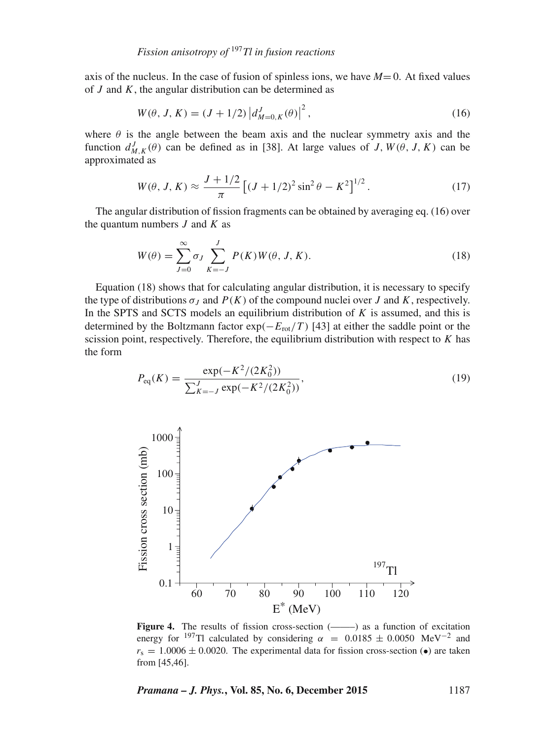axis of the nucleus. In the case of fusion of spinless ions, we have $M = 0$. At fixed values of $J$ and $K$, the angular distribution can be determined as

$$W(\theta, J, K) = (J + 1/2) \left| d^J_{M=0,K}(\theta) \right|^2, \tag{16}$$

where $\theta$ is the angle between the beam axis and the nuclear symmetry axis and the function $d^J_{M,K}(\theta)$ can be defined as in [38]. At large values of $J$, $W(\theta, J, K)$ can be approximated as

$$W(\theta, J, K) \approx \frac{J + 1/2}{\pi} \left[ (J + 1/2)^2 \sin^2 \theta - K^2 \right]^{1/2}. \tag{17}$$

The angular distribution of fission fragments can be obtained by averaging eq. (16) over the quantum numbers $J$ and $K$ as

$$W(\theta) = \sum_{J=0}^{\infty} \sigma_J \sum_{K=-J}^{J} P(K) W(\theta, J, K). \tag{18}$$

Equation (18) shows that for calculating angular distribution, it is necessary to specify the type of distributions $\sigma_J$ and $P(K)$ of the compound nuclei over $J$ and $K$, respectively. In the SPTS and SCTS models an equilibrium distribution of $K$ is assumed, and this is determined by the Boltzmann factor $\exp(-E_{\text{rot}}/T)$ [43] at either the saddle point or the scission point, respectively. Therefore, the equilibrium distribution with respect to $K$ has the form

$$P_{\text{eq}}(K) = \frac{\exp(-K^2/(2K_0^2))}{\sum_{K=-J}^{J} \exp(-K^2/(2K_0^2))}, \tag{19}$$

**Figure 4.** The results of fission cross-section (———) as a function of excitation energy for $^{197}$Tl calculated by considering $\alpha = 0.0185 \pm 0.0050$ MeV$^{-2}$ and $r_s = 1.0006 \pm 0.0020$. The experimental data for fission cross-section (•) are taken from [45,46].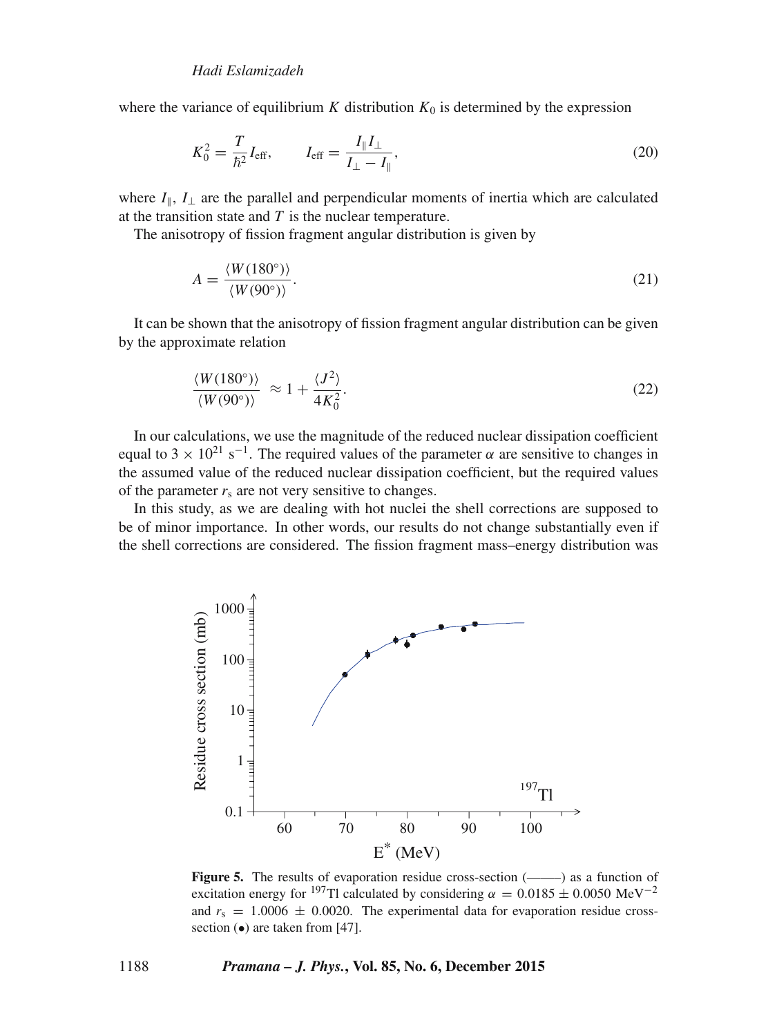where the variance of equilibrium $K$ distribution $K_0$ is determined by the expression

$$K_0^2 = \frac{T}{\hbar^2} I_{\text{eff}}, \qquad I_{\text{eff}} = \frac{I_\parallel I_\perp}{I_\perp - I_\parallel}, \tag{20}$$

where $I_\parallel$, $I_\perp$ are the parallel and perpendicular moments of inertia which are calculated at the transition state and $T$ is the nuclear temperature.

The anisotropy of fission fragment angular distribution is given by

$$A = \frac{\langle W(180^\circ)\rangle}{\langle W(90^\circ)\rangle}. \tag{21}$$

It can be shown that the anisotropy of fission fragment angular distribution can be given by the approximate relation

$$\frac{\langle W(180^\circ)\rangle}{\langle W(90^\circ)\rangle} \approx 1 + \frac{\langle J^2\rangle}{4K_0^2}. \tag{22}$$

In our calculations, we use the magnitude of the reduced nuclear dissipation coefficient equal to $3 \times 10^{21}$ s$^{-1}$. The required values of the parameter $\alpha$ are sensitive to changes in the assumed value of the reduced nuclear dissipation coefficient, but the required values of the parameter $r_s$ are not very sensitive to changes.

In this study, as we are dealing with hot nuclei the shell corrections are supposed to be of minor importance. In other words, our results do not change substantially even if the shell corrections are considered. The fission fragment mass–energy distribution was

**Figure 5.** The results of evaporation residue cross-section (———) as a function of excitation energy for $^{197}$Tl calculated by considering $\alpha = 0.0185 \pm 0.0050$ MeV$^{-2}$ and $r_s = 1.0006 \pm 0.0020$. The experimental data for evaporation residue cross-section (•) are taken from [47].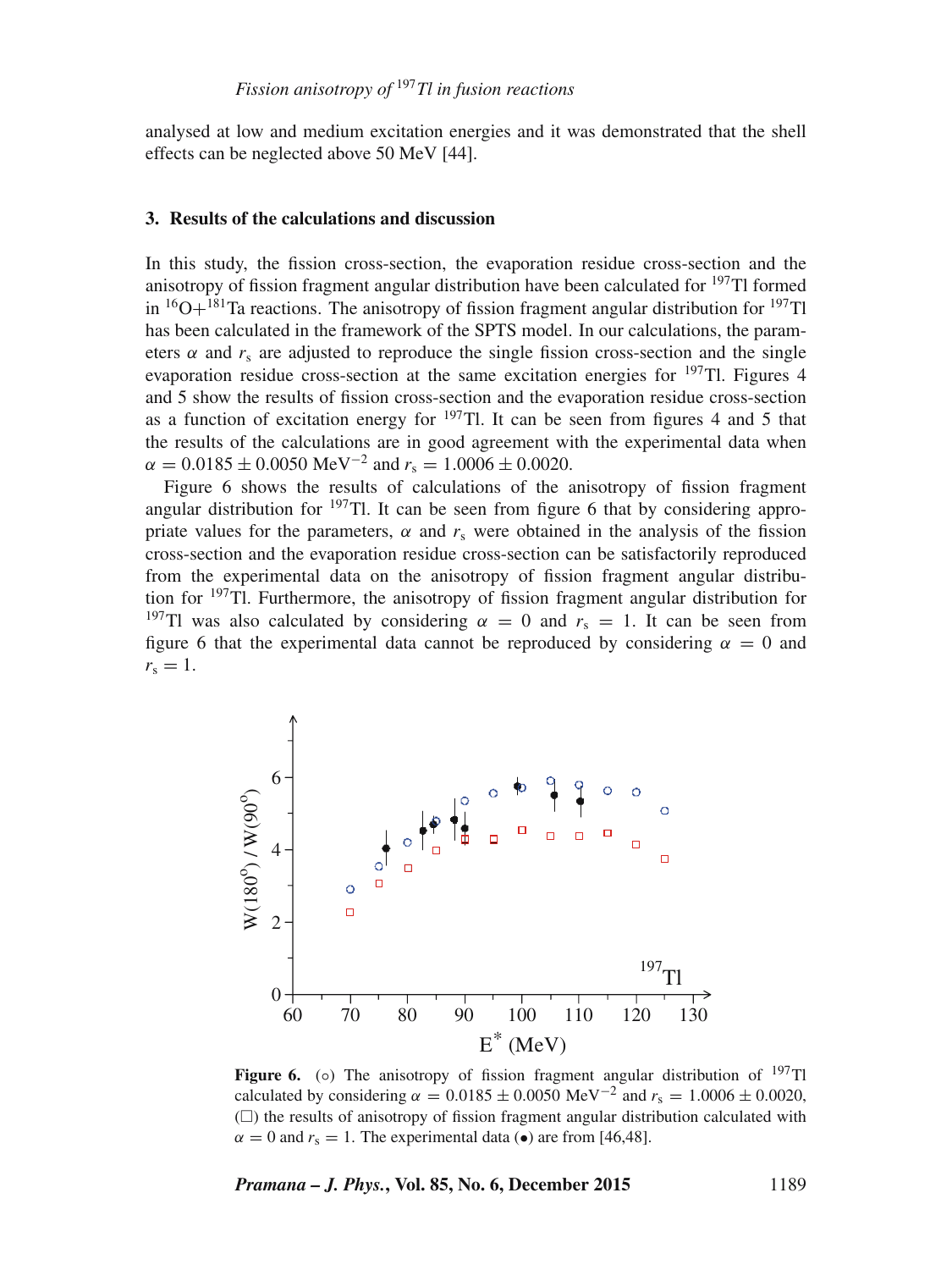analysed at low and medium excitation energies and it was demonstrated that the shell effects can be neglected above 50 MeV [44].

## 3. Results of the calculations and discussion

In this study, the fission cross-section, the evaporation residue cross-section and the anisotropy of fission fragment angular distribution have been calculated for $^{197}$Tl formed in $^{16}$O+$^{181}$Ta reactions. The anisotropy of fission fragment angular distribution for $^{197}$Tl has been calculated in the framework of the SPTS model. In our calculations, the parameters $\alpha$ and $r_s$ are adjusted to reproduce the single fission cross-section and the single evaporation residue cross-section at the same excitation energies for $^{197}$Tl. Figures 4 and 5 show the results of fission cross-section and the evaporation residue cross-section as a function of excitation energy for $^{197}$Tl. It can be seen from figures 4 and 5 that the results of the calculations are in good agreement with the experimental data when $\alpha = 0.0185 \pm 0.0050$ MeV$^{-2}$ and $r_s = 1.0006 \pm 0.0020$.

Figure 6 shows the results of calculations of the anisotropy of fission fragment angular distribution for $^{197}$Tl. It can be seen from figure 6 that by considering appropriate values for the parameters, $\alpha$ and $r_s$ were obtained in the analysis of the fission cross-section and the evaporation residue cross-section can be satisfactorily reproduced from the experimental data on the anisotropy of fission fragment angular distribution for $^{197}$Tl. Furthermore, the anisotropy of fission fragment angular distribution for $^{197}$Tl was also calculated by considering $\alpha = 0$ and $r_s = 1$. It can be seen from figure 6 that the experimental data cannot be reproduced by considering $\alpha = 0$ and $r_s = 1$.

**Figure 6.** (○) The anisotropy of fission fragment angular distribution of $^{197}$Tl calculated by considering $\alpha = 0.0185 \pm 0.0050$ MeV$^{-2}$ and $r_s = 1.0006 \pm 0.0020$, (□) the results of anisotropy of fission fragment angular distribution calculated with $\alpha = 0$ and $r_s = 1$. The experimental data (•) are from [46,48].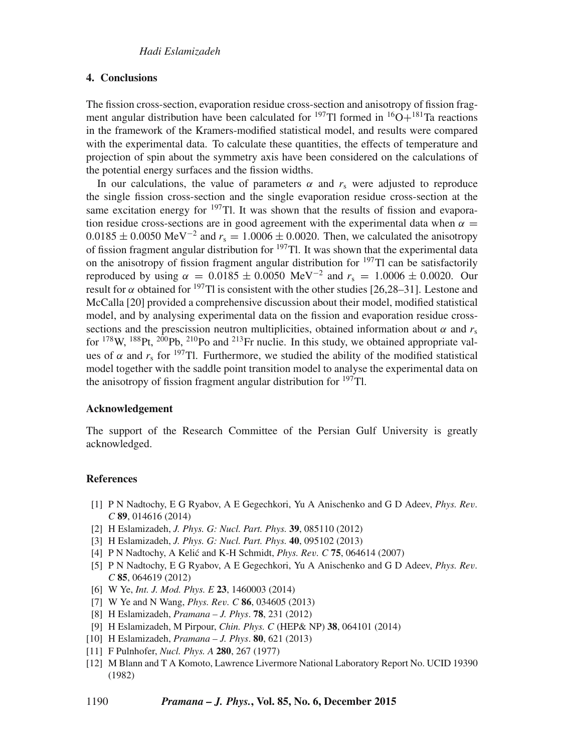## 4. Conclusions

The fission cross-section, evaporation residue cross-section and anisotropy of fission fragment angular distribution have been calculated for $^{197}$Tl formed in $^{16}$O+$^{181}$Ta reactions in the framework of the Kramers-modified statistical model, and results were compared with the experimental data. To calculate these quantities, the effects of temperature and projection of spin about the symmetry axis have been considered on the calculations of the potential energy surfaces and the fission widths.

In our calculations, the value of parameters $\alpha$ and $r_s$ were adjusted to reproduce the single fission cross-section and the single evaporation residue cross-section at the same excitation energy for $^{197}$Tl. It was shown that the results of fission and evaporation residue cross-sections are in good agreement with the experimental data when $\alpha = 0.0185 \pm 0.0050$ MeV$^{-2}$ and $r_s = 1.0006 \pm 0.0020$. Then, we calculated the anisotropy of fission fragment angular distribution for $^{197}$Tl. It was shown that the experimental data on the anisotropy of fission fragment angular distribution for $^{197}$Tl can be satisfactorily reproduced by using $\alpha = 0.0185 \pm 0.0050$ MeV$^{-2}$ and $r_s = 1.0006 \pm 0.0020$. Our result for $\alpha$ obtained for $^{197}$Tl is consistent with the other studies [26,28–31]. Lestone and McCalla [20] provided a comprehensive discussion about their model, modified statistical model, and by analysing experimental data on the fission and evaporation residue cross-sections and the prescission neutron multiplicities, obtained information about $\alpha$ and $r_s$ for $^{178}$W, $^{188}$Pt, $^{200}$Pb, $^{210}$Po and $^{213}$Fr nuclie. In this study, we obtained appropriate values of $\alpha$ and $r_s$ for $^{197}$Tl. Furthermore, we studied the ability of the modified statistical model together with the saddle point transition model to analyse the experimental data on the anisotropy of fission fragment angular distribution for $^{197}$Tl.

## Acknowledgement

The support of the Research Committee of the Persian Gulf University is greatly acknowledged.

## References

- [1] P N Nadtochy, E G Ryabov, A E Gegechkori, Yu A Anischenko and G D Adeev, *Phys. Rev. C* **89**, 014616 (2014)
- [2] H Eslamizadeh, *J. Phys. G: Nucl. Part. Phys.* **39**, 085110 (2012)
- [3] H Eslamizadeh, *J. Phys. G: Nucl. Part. Phys.* **40**, 095102 (2013)
- [4] P N Nadtochy, A Kelić and K-H Schmidt, *Phys. Rev. C* **75**, 064614 (2007)
- [5] P N Nadtochy, E G Ryabov, A E Gegechkori, Yu A Anischenko and G D Adeev, *Phys. Rev. C* **85**, 064619 (2012)
- [6] W Ye, *Int. J. Mod. Phys. E* **23**, 1460003 (2014)
- [7] W Ye and N Wang, *Phys. Rev. C* **86**, 034605 (2013)
- [8] H Eslamizadeh, *Pramana – J. Phys*. **78**, 231 (2012)
- [9] H Eslamizadeh, M Pirpour, *Chin. Phys. C* (HEP& NP) **38**, 064101 (2014)
- [10] H Eslamizadeh, *Pramana – J. Phys*. **80**, 621 (2013)
- [11] F Pulnhofer, *Nucl. Phys. A* **280**, 267 (1977)
- [12] M Blann and T A Komoto, Lawrence Livermore National Laboratory Report No. UCID 19390 (1982)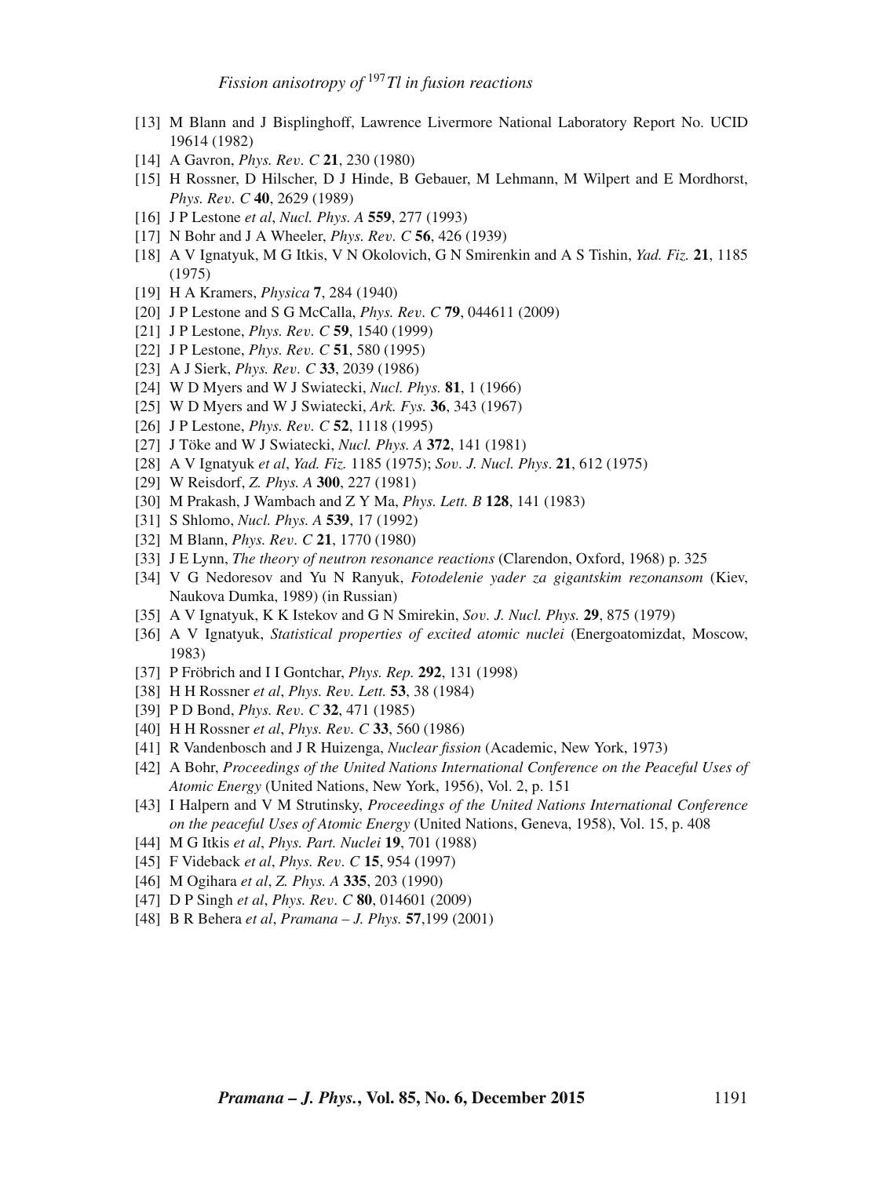[13] M Blann and J Bisplinghoff, Lawrence Livermore National Laboratory Report No. UCID 19614 (1982)

[14] A Gavron, *Phys. Rev. C* **21**, 230 (1980)

[15] H Rossner, D Hilscher, D J Hinde, B Gebauer, M Lehmann, M Wilpert and E Mordhorst, *Phys. Rev. C* **40**, 2629 (1989)

[16] J P Lestone *et al*, *Nucl. Phys. A* **559**, 277 (1993)

[17] N Bohr and J A Wheeler, *Phys. Rev. C* **56**, 426 (1939)

[18] A V Ignatyuk, M G Itkis, V N Okolovich, G N Smirenkin and A S Tishin, *Yad. Fiz.* **21**, 1185 (1975)

[19] H A Kramers, *Physica* **7**, 284 (1940)

[20] J P Lestone and S G McCalla, *Phys. Rev. C* **79**, 044611 (2009)

[21] J P Lestone, *Phys. Rev. C* **59**, 1540 (1999)

[22] J P Lestone, *Phys. Rev. C* **51**, 580 (1995)

[23] A J Sierk, *Phys. Rev. C* **33**, 2039 (1986)

[24] W D Myers and W J Swiatecki, *Nucl. Phys.* **81**, 1 (1966)

[25] W D Myers and W J Swiatecki, *Ark. Fys.* **36**, 343 (1967)

[26] J P Lestone, *Phys. Rev. C* **52**, 1118 (1995)

[27] J Töke and W J Swiatecki, *Nucl. Phys. A* **372**, 141 (1981)

[28] A V Ignatyuk *et al*, *Yad. Fiz.* 1185 (1975); *Sov. J. Nucl. Phys.* **21**, 612 (1975)

[29] W Reisdorf, *Z. Phys. A* **300**, 227 (1981)

[30] M Prakash, J Wambach and Z Y Ma, *Phys. Lett. B* **128**, 141 (1983)

[31] S Shlomo, *Nucl. Phys. A* **539**, 17 (1992)

[32] M Blann, *Phys. Rev. C* **21**, 1770 (1980)

[33] J E Lynn, *The theory of neutron resonance reactions* (Clarendon, Oxford, 1968) p. 325

[34] V G Nedoresov and Yu N Ranyuk, *Fotodelenie yader za gigantskim rezonansom* (Kiev, Naukova Dumka, 1989) (in Russian)

[35] A V Ignatyuk, K K Istekov and G N Smirekin, *Sov. J. Nucl. Phys.* **29**, 875 (1979)

[36] A V Ignatyuk, *Statistical properties of excited atomic nuclei* (Energoatomizdat, Moscow, 1983)

[37] P Fröbrich and I I Gontchar, *Phys. Rep.* **292**, 131 (1998)

[38] H H Rossner *et al*, *Phys. Rev. Lett.* **53**, 38 (1984)

[39] P D Bond, *Phys. Rev. C* **32**, 471 (1985)

[40] H H Rossner *et al*, *Phys. Rev. C* **33**, 560 (1986)

[41] R Vandenbosch and J R Huizenga, *Nuclear fission* (Academic, New York, 1973)

[42] A Bohr, *Proceedings of the United Nations International Conference on the Peaceful Uses of Atomic Energy* (United Nations, New York, 1956), Vol. 2, p. 151

[43] I Halpern and V M Strutinsky, *Proceedings of the United Nations International Conference on the peaceful Uses of Atomic Energy* (United Nations, Geneva, 1958), Vol. 15, p. 408

[44] M G Itkis *et al*, *Phys. Part. Nuclei* **19**, 701 (1988)

[45] F Videback *et al*, *Phys. Rev. C* **15**, 954 (1997)

[46] M Ogihara *et al*, *Z. Phys. A* **335**, 203 (1990)

[47] D P Singh *et al*, *Phys. Rev. C* **80**, 014601 (2009)

[48] B R Behera *et al*, *Pramana – J. Phys.* **57**,199 (2001)